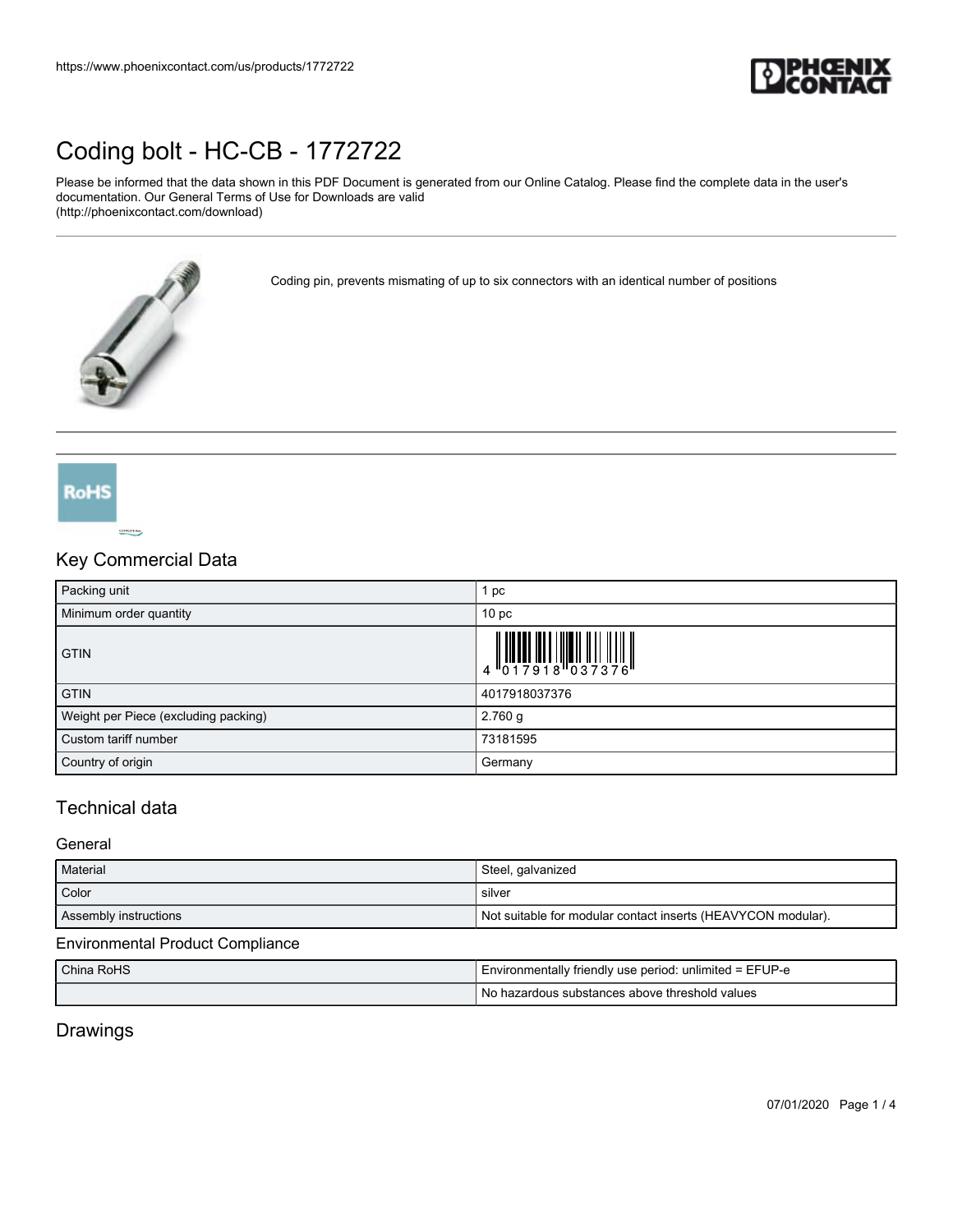# Coding bolt - HC-CB - 1772722

Please be informed that the data shown in this PDF Document is generated from our Online Catalog. Please find the complete data in the user's documentation. Our General Terms of Use for Downloads are valid (http://phoenixcontact.com/download)

Coding pin, prevents mismating of up to six connectors with an identical number of positions

## Key Commercial Data

| | |
|---|---|
| Packing unit | 1 pc |
| Minimum order quantity | 10 pc |
| GTIN | 4 017918 037376 |
| GTIN | 4017918037376 |
| Weight per Piece (excluding packing) | 2.760 g |
| Custom tariff number | 73181595 |
| Country of origin | Germany |

## Technical data

### General

| | |
|---|---|
| Material | Steel, galvanized |
| Color | silver |
| Assembly instructions | Not suitable for modular contact inserts (HEAVYCON modular). |

### Environmental Product Compliance

| | |
|---|---|
| China RoHS | Environmentally friendly use period: unlimited = EFUP-e |
| | No hazardous substances above threshold values |

## Drawings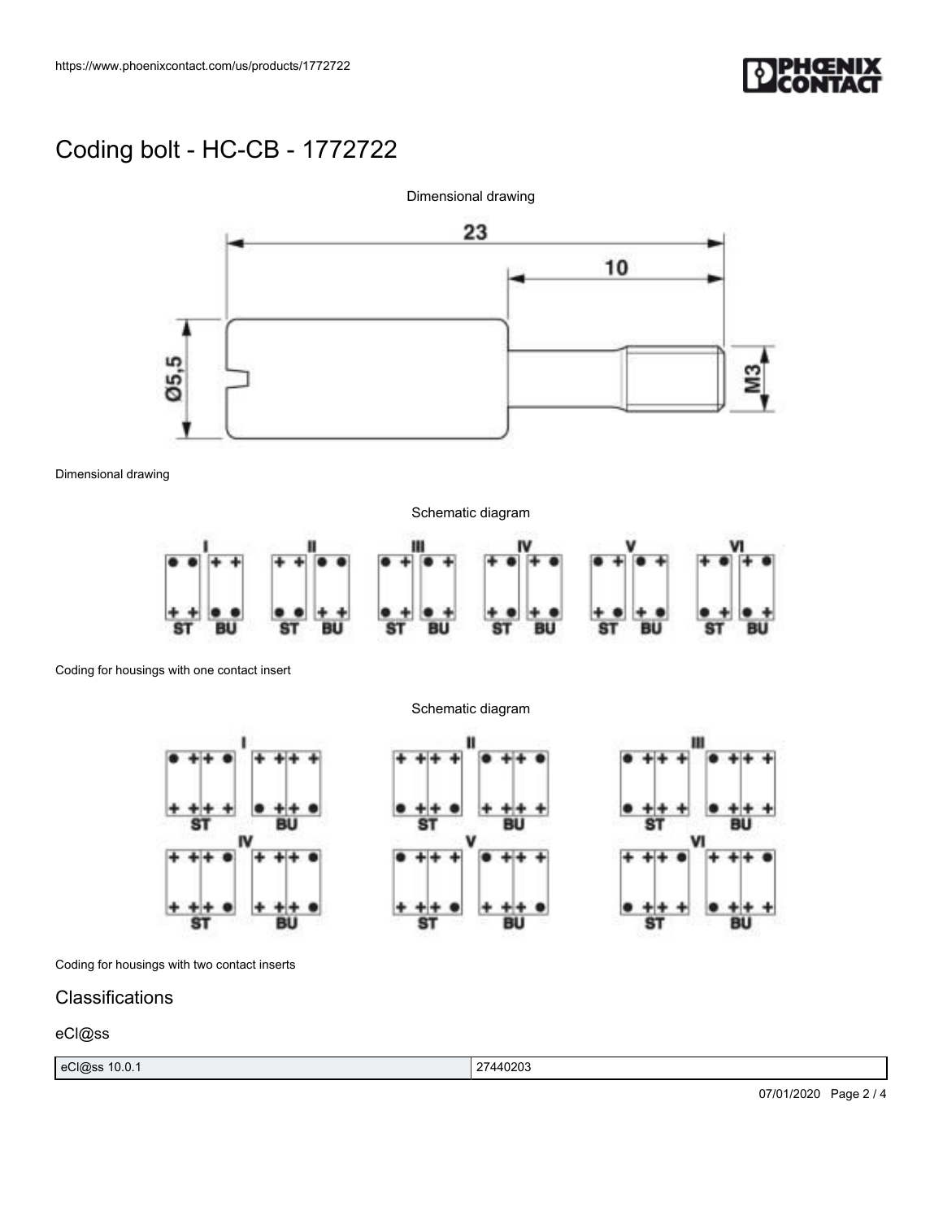# Coding bolt - HC-CB - 1772722

Dimensional drawing

Dimensional drawing

Schematic diagram

Coding for housings with one contact insert

Schematic diagram

Coding for housings with two contact inserts

## Classifications

### eCl@ss

| eCl@ss 10.0.1 | 27440203 |
| --- | --- |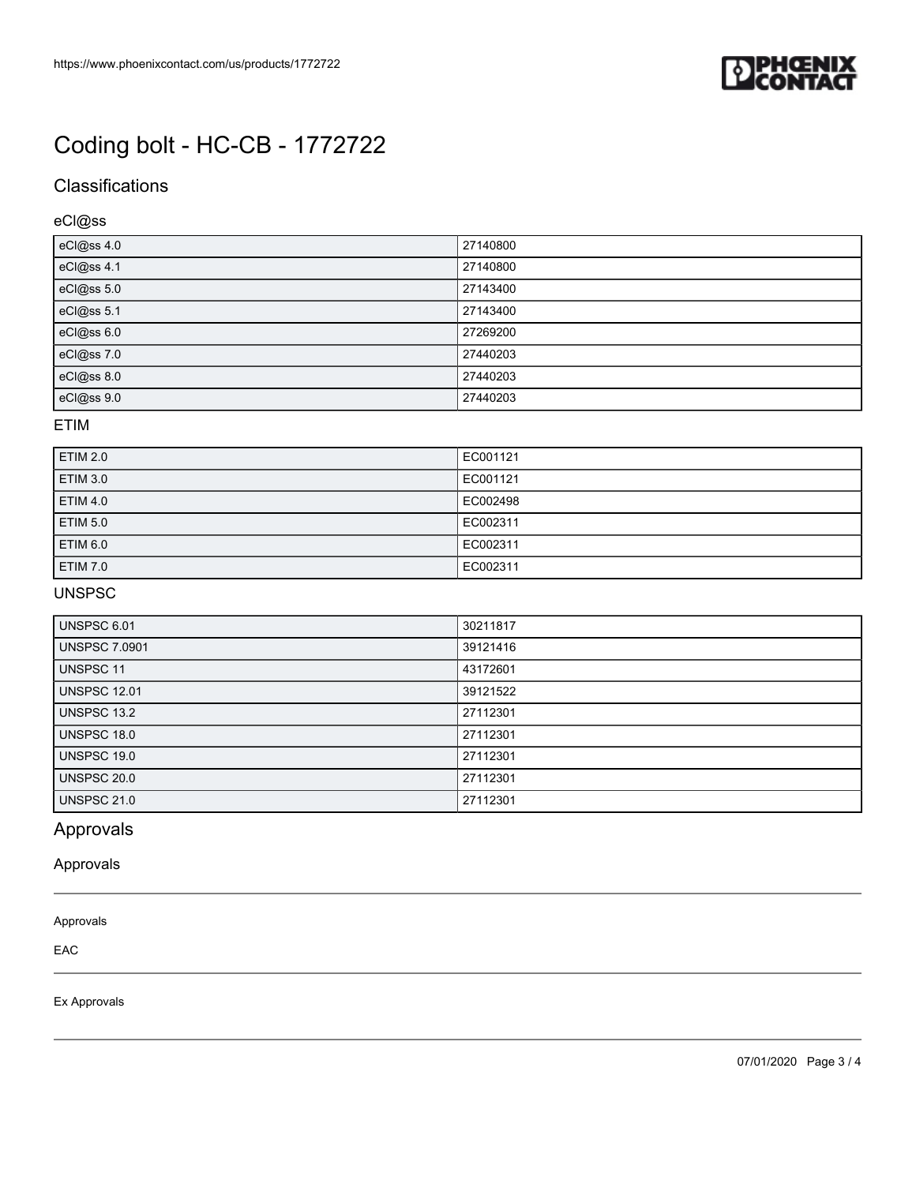# Coding bolt - HC-CB - 1772722

## Classifications

### eCl@ss

| | |
|---|---|
| eCl@ss 4.0 | 27140800 |
| eCl@ss 4.1 | 27140800 |
| eCl@ss 5.0 | 27143400 |
| eCl@ss 5.1 | 27143400 |
| eCl@ss 6.0 | 27269200 |
| eCl@ss 7.0 | 27440203 |
| eCl@ss 8.0 | 27440203 |
| eCl@ss 9.0 | 27440203 |

### ETIM

| | |
|---|---|
| ETIM 2.0 | EC001121 |
| ETIM 3.0 | EC001121 |
| ETIM 4.0 | EC002498 |
| ETIM 5.0 | EC002311 |
| ETIM 6.0 | EC002311 |
| ETIM 7.0 | EC002311 |

### UNSPSC

| | |
|---|---|
| UNSPSC 6.01 | 30211817 |
| UNSPSC 7.0901 | 39121416 |
| UNSPSC 11 | 43172601 |
| UNSPSC 12.01 | 39121522 |
| UNSPSC 13.2 | 27112301 |
| UNSPSC 18.0 | 27112301 |
| UNSPSC 19.0 | 27112301 |
| UNSPSC 20.0 | 27112301 |
| UNSPSC 21.0 | 27112301 |

## Approvals

### Approvals

Approvals

EAC

Ex Approvals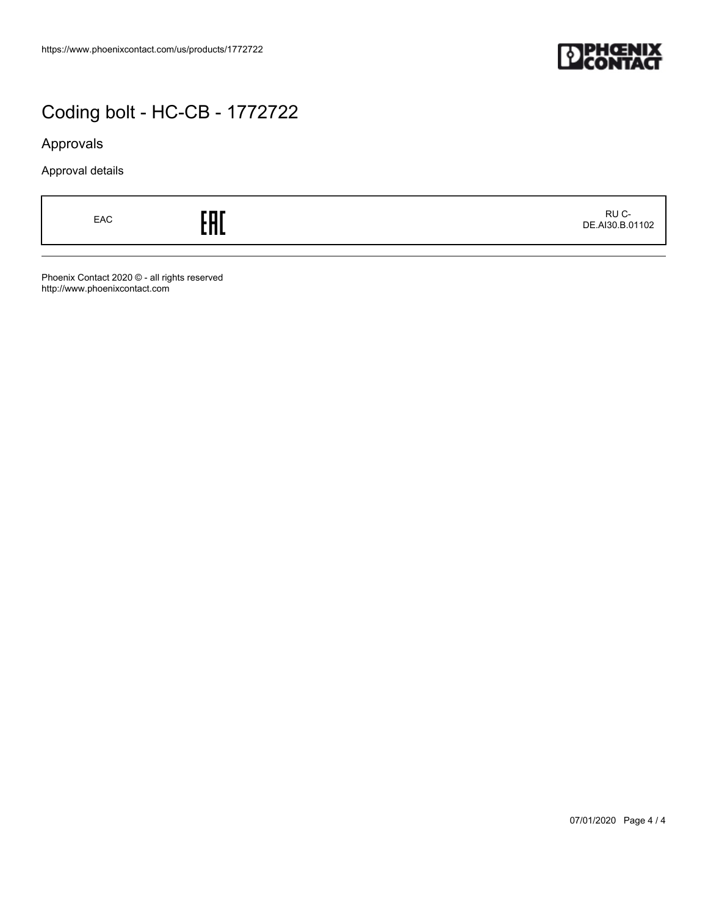# Coding bolt - HC-CB - 1772722

## Approvals

### Approval details

| | | |
|---|---|---|
| EAC | EAC | RU C-DE.AI30.B.01102 |

Phoenix Contact 2020 © - all rights reserved
http://www.phoenixcontact.com